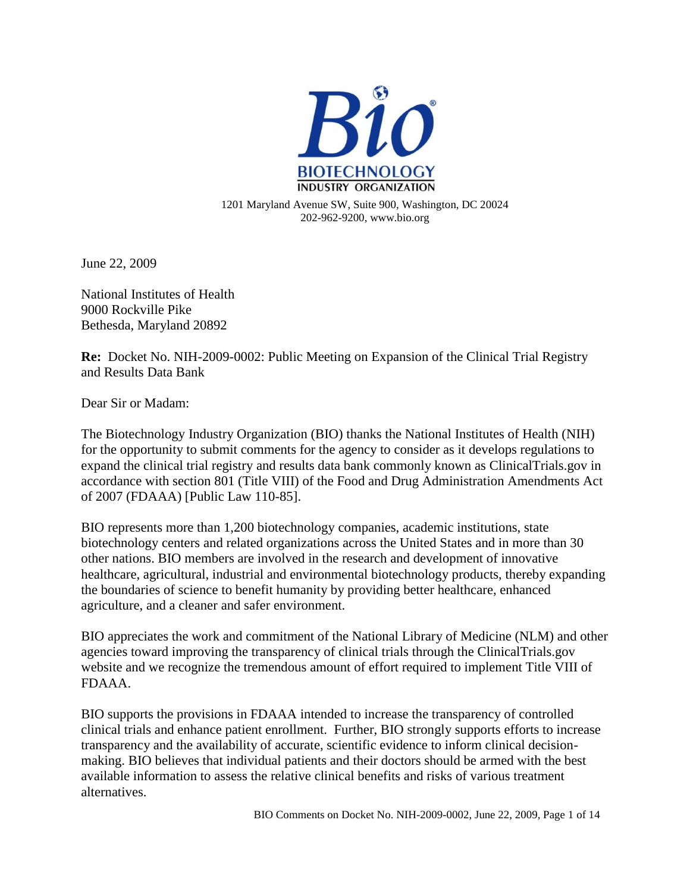Bio

BIOTECHNOLOGY INDUSTRY ORGANIZATION

1201 Maryland Avenue SW, Suite 900, Washington, DC 20024
202-962-9200, www.bio.org

June 22, 2009

National Institutes of Health
9000 Rockville Pike
Bethesda, Maryland 20892

**Re:** Docket No. NIH-2009-0002: Public Meeting on Expansion of the Clinical Trial Registry and Results Data Bank

Dear Sir or Madam:

The Biotechnology Industry Organization (BIO) thanks the National Institutes of Health (NIH) for the opportunity to submit comments for the agency to consider as it develops regulations to expand the clinical trial registry and results data bank commonly known as ClinicalTrials.gov in accordance with section 801 (Title VIII) of the Food and Drug Administration Amendments Act of 2007 (FDAAA) [Public Law 110-85].

BIO represents more than 1,200 biotechnology companies, academic institutions, state biotechnology centers and related organizations across the United States and in more than 30 other nations. BIO members are involved in the research and development of innovative healthcare, agricultural, industrial and environmental biotechnology products, thereby expanding the boundaries of science to benefit humanity by providing better healthcare, enhanced agriculture, and a cleaner and safer environment.

BIO appreciates the work and commitment of the National Library of Medicine (NLM) and other agencies toward improving the transparency of clinical trials through the ClinicalTrials.gov website and we recognize the tremendous amount of effort required to implement Title VIII of FDAAA.

BIO supports the provisions in FDAAA intended to increase the transparency of controlled clinical trials and enhance patient enrollment. Further, BIO strongly supports efforts to increase transparency and the availability of accurate, scientific evidence to inform clinical decision-making. BIO believes that individual patients and their doctors should be armed with the best available information to assess the relative clinical benefits and risks of various treatment alternatives.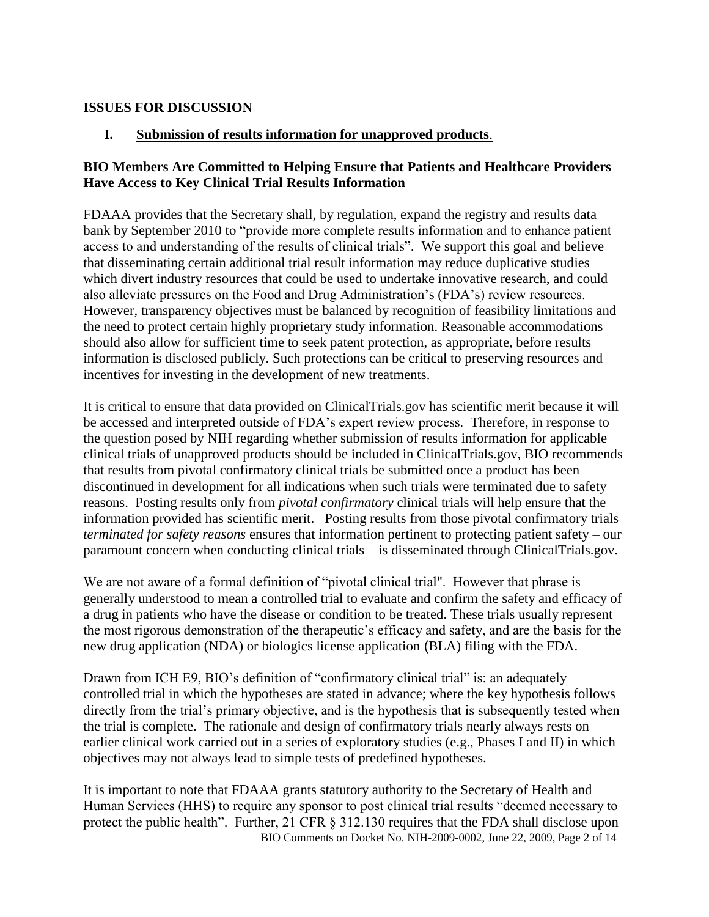## ISSUES FOR DISCUSSION

### I. Submission of results information for unapproved products.

### BIO Members Are Committed to Helping Ensure that Patients and Healthcare Providers Have Access to Key Clinical Trial Results Information

FDAAA provides that the Secretary shall, by regulation, expand the registry and results data bank by September 2010 to "provide more complete results information and to enhance patient access to and understanding of the results of clinical trials". We support this goal and believe that disseminating certain additional trial result information may reduce duplicative studies which divert industry resources that could be used to undertake innovative research, and could also alleviate pressures on the Food and Drug Administration's (FDA's) review resources. However, transparency objectives must be balanced by recognition of feasibility limitations and the need to protect certain highly proprietary study information. Reasonable accommodations should also allow for sufficient time to seek patent protection, as appropriate, before results information is disclosed publicly. Such protections can be critical to preserving resources and incentives for investing in the development of new treatments.

It is critical to ensure that data provided on ClinicalTrials.gov has scientific merit because it will be accessed and interpreted outside of FDA's expert review process. Therefore, in response to the question posed by NIH regarding whether submission of results information for applicable clinical trials of unapproved products should be included in ClinicalTrials.gov, BIO recommends that results from pivotal confirmatory clinical trials be submitted once a product has been discontinued in development for all indications when such trials were terminated due to safety reasons. Posting results only from *pivotal confirmatory* clinical trials will help ensure that the information provided has scientific merit. Posting results from those pivotal confirmatory trials *terminated for safety reasons* ensures that information pertinent to protecting patient safety – our paramount concern when conducting clinical trials – is disseminated through ClinicalTrials.gov.

We are not aware of a formal definition of "pivotal clinical trial". However that phrase is generally understood to mean a controlled trial to evaluate and confirm the safety and efficacy of a drug in patients who have the disease or condition to be treated. These trials usually represent the most rigorous demonstration of the therapeutic's efficacy and safety, and are the basis for the new drug application (NDA) or biologics license application (BLA) filing with the FDA.

Drawn from ICH E9, BIO's definition of "confirmatory clinical trial" is: an adequately controlled trial in which the hypotheses are stated in advance; where the key hypothesis follows directly from the trial's primary objective, and is the hypothesis that is subsequently tested when the trial is complete. The rationale and design of confirmatory trials nearly always rests on earlier clinical work carried out in a series of exploratory studies (e.g., Phases I and II) in which objectives may not always lead to simple tests of predefined hypotheses.

It is important to note that FDAAA grants statutory authority to the Secretary of Health and Human Services (HHS) to require any sponsor to post clinical trial results "deemed necessary to protect the public health". Further, 21 CFR § 312.130 requires that the FDA shall disclose upon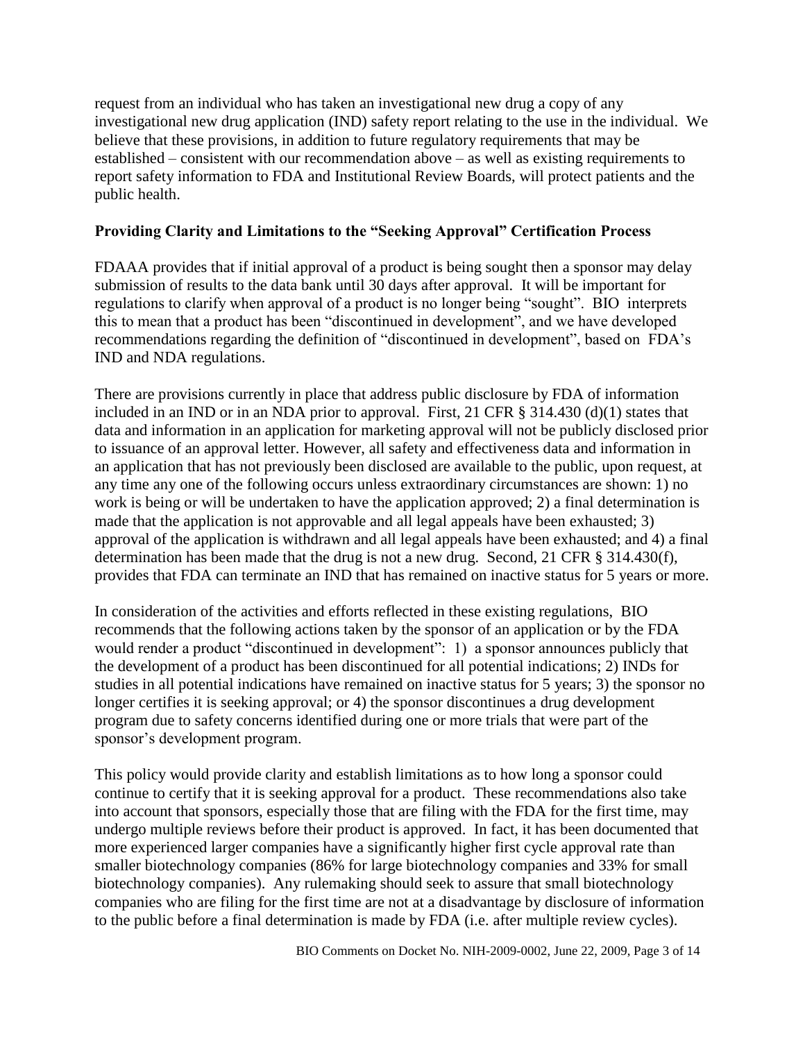request from an individual who has taken an investigational new drug a copy of any investigational new drug application (IND) safety report relating to the use in the individual. We believe that these provisions, in addition to future regulatory requirements that may be established – consistent with our recommendation above – as well as existing requirements to report safety information to FDA and Institutional Review Boards, will protect patients and the public health.

**Providing Clarity and Limitations to the "Seeking Approval" Certification Process**

FDAAA provides that if initial approval of a product is being sought then a sponsor may delay submission of results to the data bank until 30 days after approval. It will be important for regulations to clarify when approval of a product is no longer being "sought". BIO interprets this to mean that a product has been "discontinued in development", and we have developed recommendations regarding the definition of "discontinued in development", based on FDA's IND and NDA regulations.

There are provisions currently in place that address public disclosure by FDA of information included in an IND or in an NDA prior to approval. First, 21 CFR § 314.430 (d)(1) states that data and information in an application for marketing approval will not be publicly disclosed prior to issuance of an approval letter. However, all safety and effectiveness data and information in an application that has not previously been disclosed are available to the public, upon request, at any time any one of the following occurs unless extraordinary circumstances are shown: 1) no work is being or will be undertaken to have the application approved; 2) a final determination is made that the application is not approvable and all legal appeals have been exhausted; 3) approval of the application is withdrawn and all legal appeals have been exhausted; and 4) a final determination has been made that the drug is not a new drug. Second, 21 CFR § 314.430(f), provides that FDA can terminate an IND that has remained on inactive status for 5 years or more.

In consideration of the activities and efforts reflected in these existing regulations, BIO recommends that the following actions taken by the sponsor of an application or by the FDA would render a product "discontinued in development": 1) a sponsor announces publicly that the development of a product has been discontinued for all potential indications; 2) INDs for studies in all potential indications have remained on inactive status for 5 years; 3) the sponsor no longer certifies it is seeking approval; or 4) the sponsor discontinues a drug development program due to safety concerns identified during one or more trials that were part of the sponsor's development program.

This policy would provide clarity and establish limitations as to how long a sponsor could continue to certify that it is seeking approval for a product. These recommendations also take into account that sponsors, especially those that are filing with the FDA for the first time, may undergo multiple reviews before their product is approved. In fact, it has been documented that more experienced larger companies have a significantly higher first cycle approval rate than smaller biotechnology companies (86% for large biotechnology companies and 33% for small biotechnology companies). Any rulemaking should seek to assure that small biotechnology companies who are filing for the first time are not at a disadvantage by disclosure of information to the public before a final determination is made by FDA (i.e. after multiple review cycles).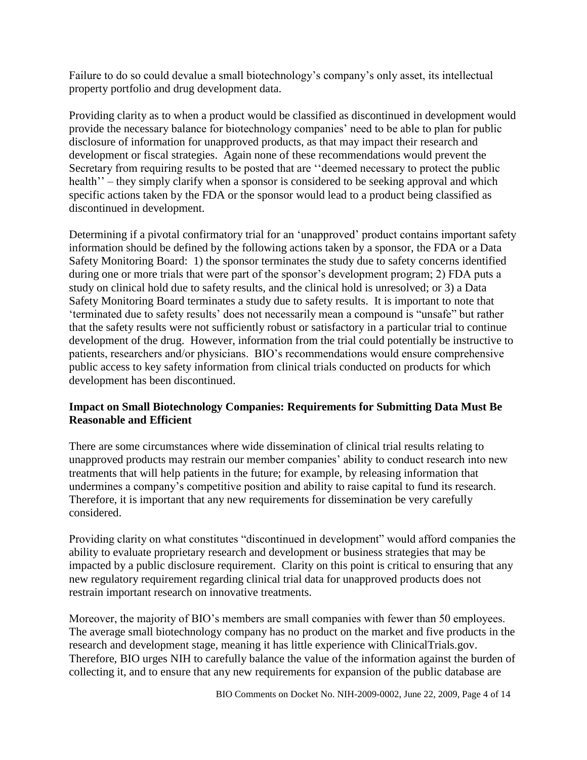Failure to do so could devalue a small biotechnology's company's only asset, its intellectual property portfolio and drug development data.

Providing clarity as to when a product would be classified as discontinued in development would provide the necessary balance for biotechnology companies' need to be able to plan for public disclosure of information for unapproved products, as that may impact their research and development or fiscal strategies. Again none of these recommendations would prevent the Secretary from requiring results to be posted that are ''deemed necessary to protect the public health'' – they simply clarify when a sponsor is considered to be seeking approval and which specific actions taken by the FDA or the sponsor would lead to a product being classified as discontinued in development.

Determining if a pivotal confirmatory trial for an 'unapproved' product contains important safety information should be defined by the following actions taken by a sponsor, the FDA or a Data Safety Monitoring Board: 1) the sponsor terminates the study due to safety concerns identified during one or more trials that were part of the sponsor's development program; 2) FDA puts a study on clinical hold due to safety results, and the clinical hold is unresolved; or 3) a Data Safety Monitoring Board terminates a study due to safety results. It is important to note that 'terminated due to safety results' does not necessarily mean a compound is "unsafe" but rather that the safety results were not sufficiently robust or satisfactory in a particular trial to continue development of the drug. However, information from the trial could potentially be instructive to patients, researchers and/or physicians. BIO's recommendations would ensure comprehensive public access to key safety information from clinical trials conducted on products for which development has been discontinued.

**Impact on Small Biotechnology Companies: Requirements for Submitting Data Must Be Reasonable and Efficient**

There are some circumstances where wide dissemination of clinical trial results relating to unapproved products may restrain our member companies' ability to conduct research into new treatments that will help patients in the future; for example, by releasing information that undermines a company's competitive position and ability to raise capital to fund its research. Therefore, it is important that any new requirements for dissemination be very carefully considered.

Providing clarity on what constitutes "discontinued in development" would afford companies the ability to evaluate proprietary research and development or business strategies that may be impacted by a public disclosure requirement. Clarity on this point is critical to ensuring that any new regulatory requirement regarding clinical trial data for unapproved products does not restrain important research on innovative treatments.

Moreover, the majority of BIO's members are small companies with fewer than 50 employees. The average small biotechnology company has no product on the market and five products in the research and development stage, meaning it has little experience with ClinicalTrials.gov. Therefore, BIO urges NIH to carefully balance the value of the information against the burden of collecting it, and to ensure that any new requirements for expansion of the public database are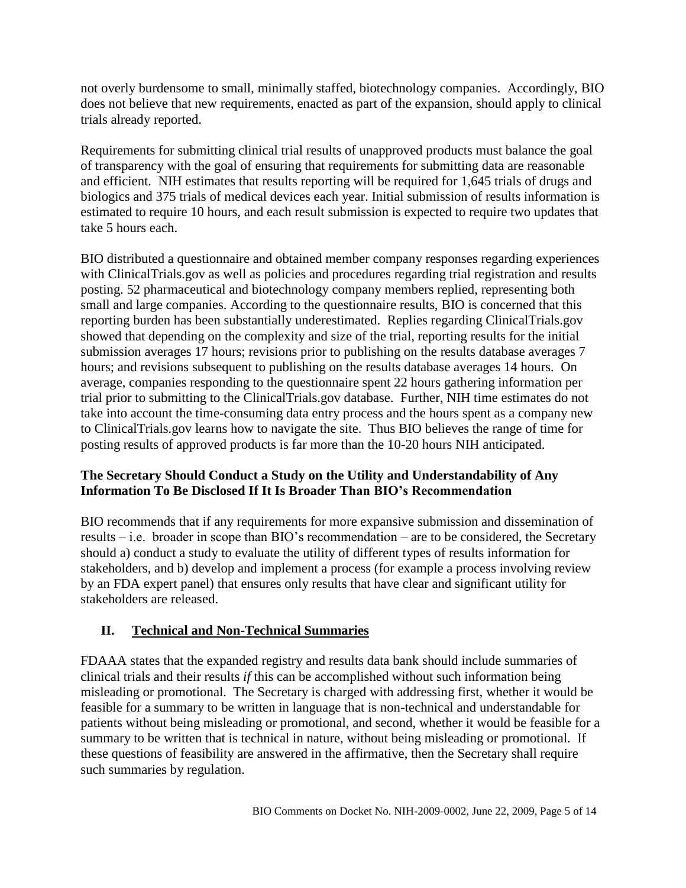not overly burdensome to small, minimally staffed, biotechnology companies. Accordingly, BIO does not believe that new requirements, enacted as part of the expansion, should apply to clinical trials already reported.

Requirements for submitting clinical trial results of unapproved products must balance the goal of transparency with the goal of ensuring that requirements for submitting data are reasonable and efficient. NIH estimates that results reporting will be required for 1,645 trials of drugs and biologics and 375 trials of medical devices each year. Initial submission of results information is estimated to require 10 hours, and each result submission is expected to require two updates that take 5 hours each.

BIO distributed a questionnaire and obtained member company responses regarding experiences with ClinicalTrials.gov as well as policies and procedures regarding trial registration and results posting. 52 pharmaceutical and biotechnology company members replied, representing both small and large companies. According to the questionnaire results, BIO is concerned that this reporting burden has been substantially underestimated. Replies regarding ClinicalTrials.gov showed that depending on the complexity and size of the trial, reporting results for the initial submission averages 17 hours; revisions prior to publishing on the results database averages 7 hours; and revisions subsequent to publishing on the results database averages 14 hours. On average, companies responding to the questionnaire spent 22 hours gathering information per trial prior to submitting to the ClinicalTrials.gov database. Further, NIH time estimates do not take into account the time-consuming data entry process and the hours spent as a company new to ClinicalTrials.gov learns how to navigate the site. Thus BIO believes the range of time for posting results of approved products is far more than the 10-20 hours NIH anticipated.

**The Secretary Should Conduct a Study on the Utility and Understandability of Any Information To Be Disclosed If It Is Broader Than BIO's Recommendation**

BIO recommends that if any requirements for more expansive submission and dissemination of results – i.e. broader in scope than BIO's recommendation – are to be considered, the Secretary should a) conduct a study to evaluate the utility of different types of results information for stakeholders, and b) develop and implement a process (for example a process involving review by an FDA expert panel) that ensures only results that have clear and significant utility for stakeholders are released.

## II. Technical and Non-Technical Summaries

FDAAA states that the expanded registry and results data bank should include summaries of clinical trials and their results *if* this can be accomplished without such information being misleading or promotional. The Secretary is charged with addressing first, whether it would be feasible for a summary to be written in language that is non-technical and understandable for patients without being misleading or promotional, and second, whether it would be feasible for a summary to be written that is technical in nature, without being misleading or promotional. If these questions of feasibility are answered in the affirmative, then the Secretary shall require such summaries by regulation.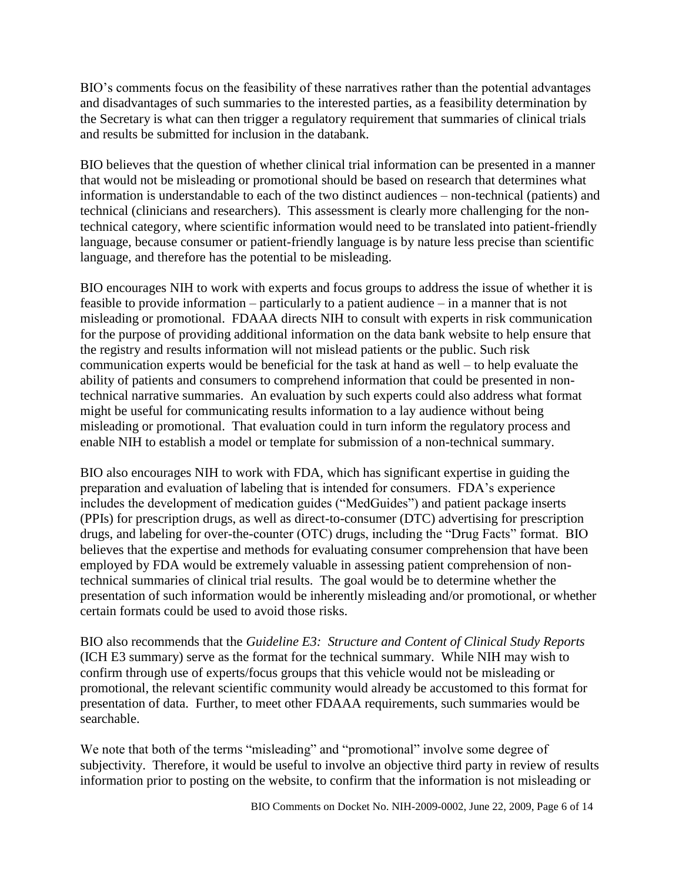BIO's comments focus on the feasibility of these narratives rather than the potential advantages and disadvantages of such summaries to the interested parties, as a feasibility determination by the Secretary is what can then trigger a regulatory requirement that summaries of clinical trials and results be submitted for inclusion in the databank.

BIO believes that the question of whether clinical trial information can be presented in a manner that would not be misleading or promotional should be based on research that determines what information is understandable to each of the two distinct audiences – non-technical (patients) and technical (clinicians and researchers). This assessment is clearly more challenging for the non-technical category, where scientific information would need to be translated into patient-friendly language, because consumer or patient-friendly language is by nature less precise than scientific language, and therefore has the potential to be misleading.

BIO encourages NIH to work with experts and focus groups to address the issue of whether it is feasible to provide information – particularly to a patient audience – in a manner that is not misleading or promotional. FDAAA directs NIH to consult with experts in risk communication for the purpose of providing additional information on the data bank website to help ensure that the registry and results information will not mislead patients or the public. Such risk communication experts would be beneficial for the task at hand as well – to help evaluate the ability of patients and consumers to comprehend information that could be presented in non-technical narrative summaries. An evaluation by such experts could also address what format might be useful for communicating results information to a lay audience without being misleading or promotional. That evaluation could in turn inform the regulatory process and enable NIH to establish a model or template for submission of a non-technical summary.

BIO also encourages NIH to work with FDA, which has significant expertise in guiding the preparation and evaluation of labeling that is intended for consumers. FDA's experience includes the development of medication guides ("MedGuides") and patient package inserts (PPIs) for prescription drugs, as well as direct-to-consumer (DTC) advertising for prescription drugs, and labeling for over-the-counter (OTC) drugs, including the "Drug Facts" format. BIO believes that the expertise and methods for evaluating consumer comprehension that have been employed by FDA would be extremely valuable in assessing patient comprehension of non-technical summaries of clinical trial results. The goal would be to determine whether the presentation of such information would be inherently misleading and/or promotional, or whether certain formats could be used to avoid those risks.

BIO also recommends that the *Guideline E3: Structure and Content of Clinical Study Reports* (ICH E3 summary) serve as the format for the technical summary. While NIH may wish to confirm through use of experts/focus groups that this vehicle would not be misleading or promotional, the relevant scientific community would already be accustomed to this format for presentation of data. Further, to meet other FDAAA requirements, such summaries would be searchable.

We note that both of the terms "misleading" and "promotional" involve some degree of subjectivity. Therefore, it would be useful to involve an objective third party in review of results information prior to posting on the website, to confirm that the information is not misleading or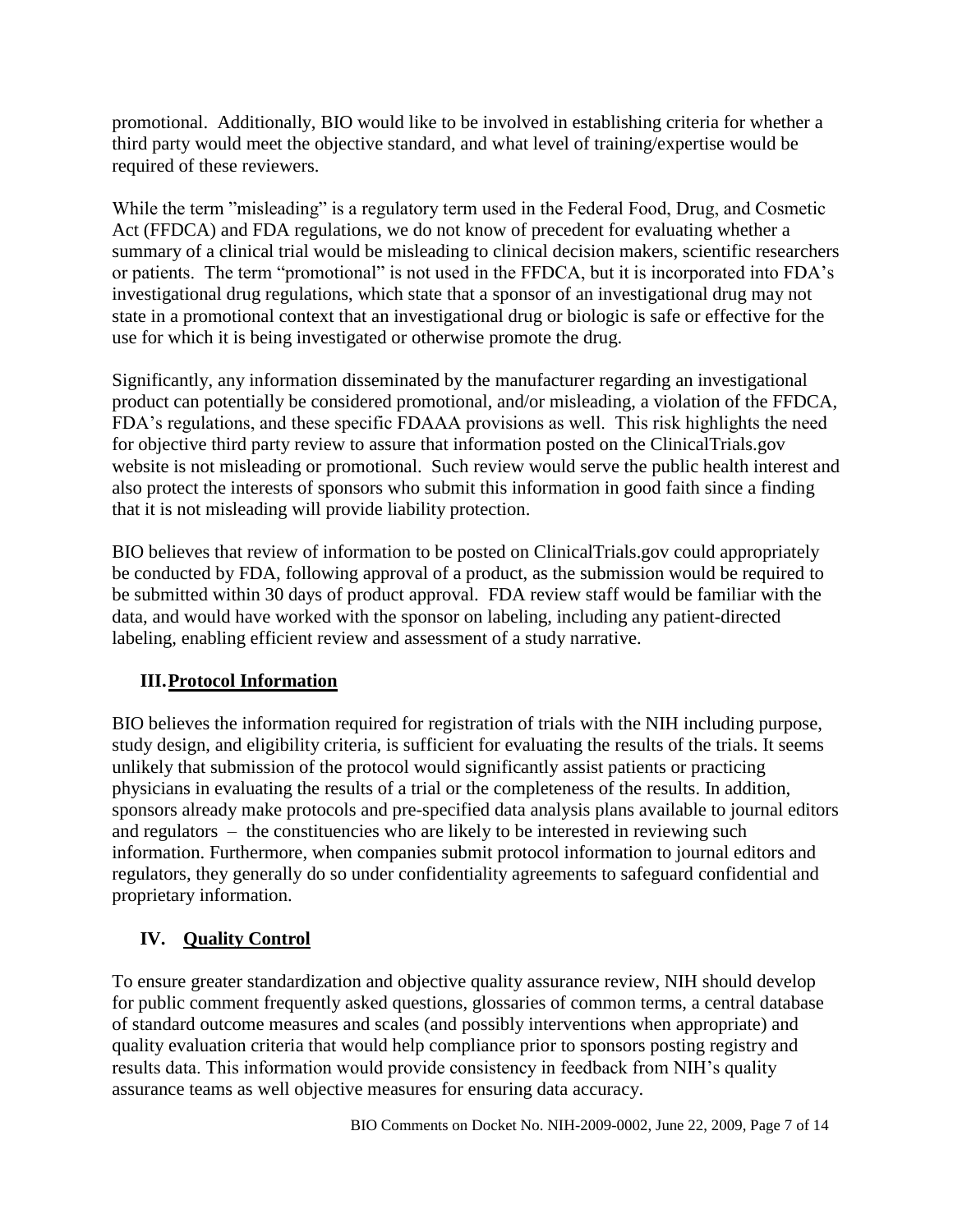promotional. Additionally, BIO would like to be involved in establishing criteria for whether a third party would meet the objective standard, and what level of training/expertise would be required of these reviewers.

While the term "misleading" is a regulatory term used in the Federal Food, Drug, and Cosmetic Act (FFDCA) and FDA regulations, we do not know of precedent for evaluating whether a summary of a clinical trial would be misleading to clinical decision makers, scientific researchers or patients. The term "promotional" is not used in the FFDCA, but it is incorporated into FDA's investigational drug regulations, which state that a sponsor of an investigational drug may not state in a promotional context that an investigational drug or biologic is safe or effective for the use for which it is being investigated or otherwise promote the drug.

Significantly, any information disseminated by the manufacturer regarding an investigational product can potentially be considered promotional, and/or misleading, a violation of the FFDCA, FDA's regulations, and these specific FDAAA provisions as well. This risk highlights the need for objective third party review to assure that information posted on the ClinicalTrials.gov website is not misleading or promotional. Such review would serve the public health interest and also protect the interests of sponsors who submit this information in good faith since a finding that it is not misleading will provide liability protection.

BIO believes that review of information to be posted on ClinicalTrials.gov could appropriately be conducted by FDA, following approval of a product, as the submission would be required to be submitted within 30 days of product approval. FDA review staff would be familiar with the data, and would have worked with the sponsor on labeling, including any patient-directed labeling, enabling efficient review and assessment of a study narrative.

## III. Protocol Information

BIO believes the information required for registration of trials with the NIH including purpose, study design, and eligibility criteria, is sufficient for evaluating the results of the trials. It seems unlikely that submission of the protocol would significantly assist patients or practicing physicians in evaluating the results of a trial or the completeness of the results. In addition, sponsors already make protocols and pre-specified data analysis plans available to journal editors and regulators – the constituencies who are likely to be interested in reviewing such information. Furthermore, when companies submit protocol information to journal editors and regulators, they generally do so under confidentiality agreements to safeguard confidential and proprietary information.

## IV. Quality Control

To ensure greater standardization and objective quality assurance review, NIH should develop for public comment frequently asked questions, glossaries of common terms, a central database of standard outcome measures and scales (and possibly interventions when appropriate) and quality evaluation criteria that would help compliance prior to sponsors posting registry and results data. This information would provide consistency in feedback from NIH's quality assurance teams as well objective measures for ensuring data accuracy.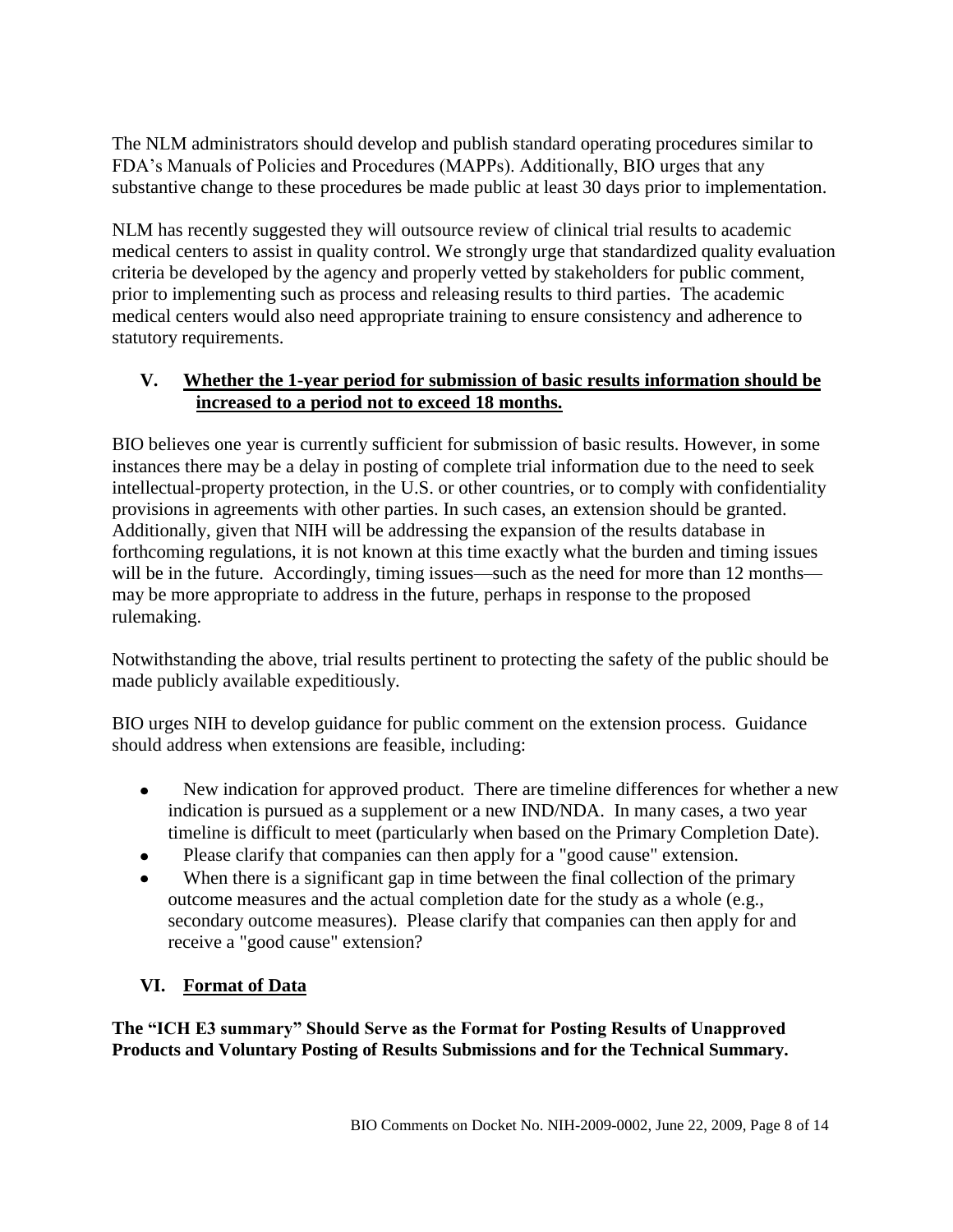The NLM administrators should develop and publish standard operating procedures similar to FDA's Manuals of Policies and Procedures (MAPPs). Additionally, BIO urges that any substantive change to these procedures be made public at least 30 days prior to implementation.

NLM has recently suggested they will outsource review of clinical trial results to academic medical centers to assist in quality control. We strongly urge that standardized quality evaluation criteria be developed by the agency and properly vetted by stakeholders for public comment, prior to implementing such as process and releasing results to third parties. The academic medical centers would also need appropriate training to ensure consistency and adherence to statutory requirements.

## V. Whether the 1-year period for submission of basic results information should be increased to a period not to exceed 18 months.

BIO believes one year is currently sufficient for submission of basic results. However, in some instances there may be a delay in posting of complete trial information due to the need to seek intellectual-property protection, in the U.S. or other countries, or to comply with confidentiality provisions in agreements with other parties. In such cases, an extension should be granted. Additionally, given that NIH will be addressing the expansion of the results database in forthcoming regulations, it is not known at this time exactly what the burden and timing issues will be in the future. Accordingly, timing issues—such as the need for more than 12 months—may be more appropriate to address in the future, perhaps in response to the proposed rulemaking.

Notwithstanding the above, trial results pertinent to protecting the safety of the public should be made publicly available expeditiously.

BIO urges NIH to develop guidance for public comment on the extension process. Guidance should address when extensions are feasible, including:

- New indication for approved product. There are timeline differences for whether a new indication is pursued as a supplement or a new IND/NDA. In many cases, a two year timeline is difficult to meet (particularly when based on the Primary Completion Date).
- Please clarify that companies can then apply for a "good cause" extension.
- When there is a significant gap in time between the final collection of the primary outcome measures and the actual completion date for the study as a whole (e.g., secondary outcome measures). Please clarify that companies can then apply for and receive a "good cause" extension?

## VI. Format of Data

**The "ICH E3 summary" Should Serve as the Format for Posting Results of Unapproved Products and Voluntary Posting of Results Submissions and for the Technical Summary.**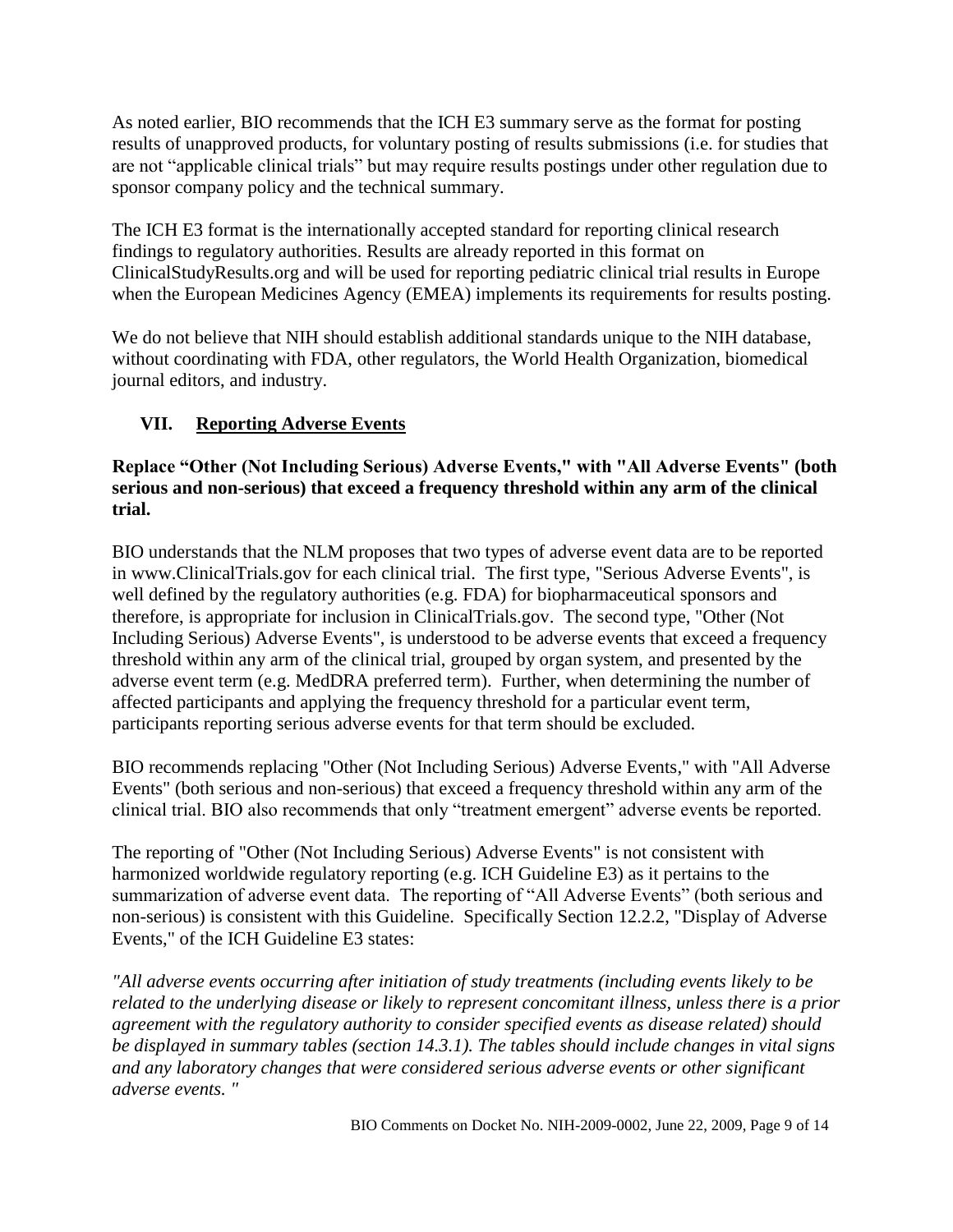As noted earlier, BIO recommends that the ICH E3 summary serve as the format for posting results of unapproved products, for voluntary posting of results submissions (i.e. for studies that are not "applicable clinical trials" but may require results postings under other regulation due to sponsor company policy and the technical summary.

The ICH E3 format is the internationally accepted standard for reporting clinical research findings to regulatory authorities. Results are already reported in this format on ClinicalStudyResults.org and will be used for reporting pediatric clinical trial results in Europe when the European Medicines Agency (EMEA) implements its requirements for results posting.

We do not believe that NIH should establish additional standards unique to the NIH database, without coordinating with FDA, other regulators, the World Health Organization, biomedical journal editors, and industry.

## VII. Reporting Adverse Events

**Replace "Other (Not Including Serious) Adverse Events," with "All Adverse Events" (both serious and non-serious) that exceed a frequency threshold within any arm of the clinical trial.**

BIO understands that the NLM proposes that two types of adverse event data are to be reported in www.ClinicalTrials.gov for each clinical trial. The first type, "Serious Adverse Events", is well defined by the regulatory authorities (e.g. FDA) for biopharmaceutical sponsors and therefore, is appropriate for inclusion in ClinicalTrials.gov. The second type, "Other (Not Including Serious) Adverse Events", is understood to be adverse events that exceed a frequency threshold within any arm of the clinical trial, grouped by organ system, and presented by the adverse event term (e.g. MedDRA preferred term). Further, when determining the number of affected participants and applying the frequency threshold for a particular event term, participants reporting serious adverse events for that term should be excluded.

BIO recommends replacing "Other (Not Including Serious) Adverse Events," with "All Adverse Events" (both serious and non-serious) that exceed a frequency threshold within any arm of the clinical trial. BIO also recommends that only "treatment emergent" adverse events be reported.

The reporting of "Other (Not Including Serious) Adverse Events" is not consistent with harmonized worldwide regulatory reporting (e.g. ICH Guideline E3) as it pertains to the summarization of adverse event data. The reporting of "All Adverse Events" (both serious and non-serious) is consistent with this Guideline. Specifically Section 12.2.2, "Display of Adverse Events," of the ICH Guideline E3 states:

*"All adverse events occurring after initiation of study treatments (including events likely to be related to the underlying disease or likely to represent concomitant illness, unless there is a prior agreement with the regulatory authority to consider specified events as disease related) should be displayed in summary tables (section 14.3.1). The tables should include changes in vital signs and any laboratory changes that were considered serious adverse events or other significant adverse events. "*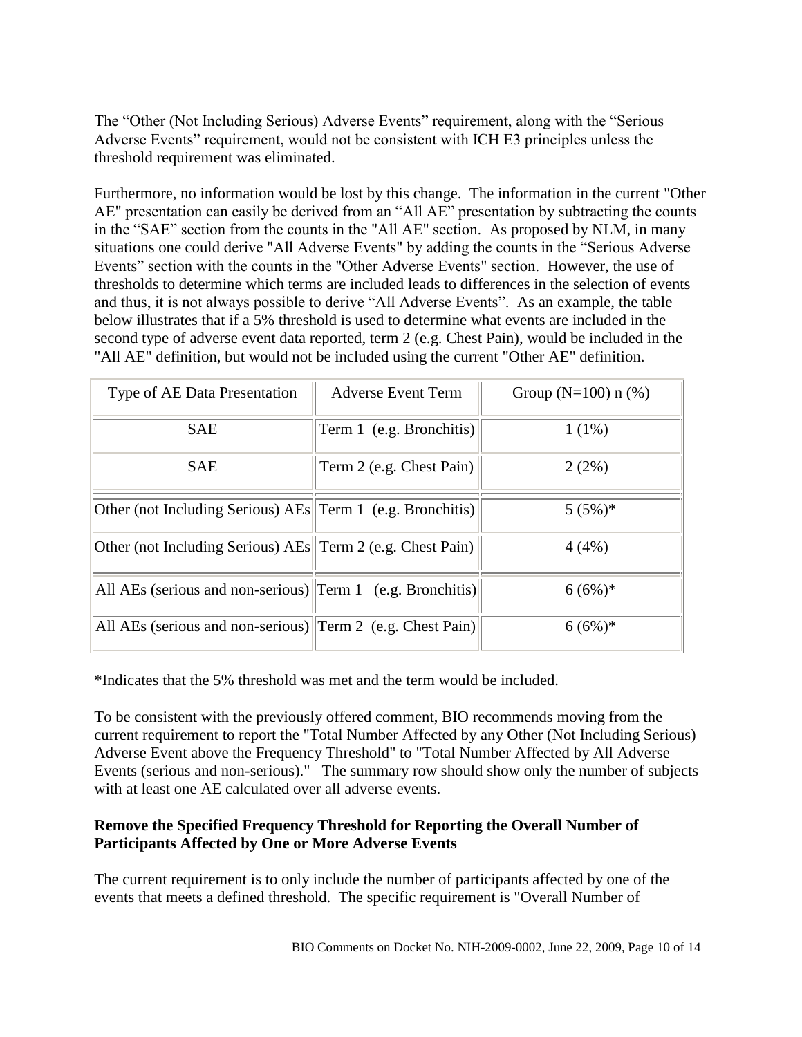The “Other (Not Including Serious) Adverse Events” requirement, along with the “Serious Adverse Events” requirement, would not be consistent with ICH E3 principles unless the threshold requirement was eliminated.

Furthermore, no information would be lost by this change. The information in the current "Other AE" presentation can easily be derived from an “All AE” presentation by subtracting the counts in the “SAE” section from the counts in the "All AE" section. As proposed by NLM, in many situations one could derive "All Adverse Events" by adding the counts in the “Serious Adverse Events” section with the counts in the "Other Adverse Events" section. However, the use of thresholds to determine which terms are included leads to differences in the selection of events and thus, it is not always possible to derive “All Adverse Events”. As an example, the table below illustrates that if a 5% threshold is used to determine what events are included in the second type of adverse event data reported, term 2 (e.g. Chest Pain), would be included in the "All AE" definition, but would not be included using the current "Other AE" definition.

| Type of AE Data Presentation | Adverse Event Term | Group (N=100) n (%) |
|---|---|---|
| SAE | Term 1 (e.g. Bronchitis) | 1 (1%) |
| SAE | Term 2 (e.g. Chest Pain) | 2 (2%) |
| Other (not Including Serious) AEs | Term 1 (e.g. Bronchitis) | 5 (5%)* |
| Other (not Including Serious) AEs | Term 2 (e.g. Chest Pain) | 4 (4%) |
| All AEs (serious and non-serious) | Term 1 (e.g. Bronchitis) | 6 (6%)* |
| All AEs (serious and non-serious) | Term 2 (e.g. Chest Pain) | 6 (6%)* |

*Indicates that the 5% threshold was met and the term would be included.

To be consistent with the previously offered comment, BIO recommends moving from the current requirement to report the "Total Number Affected by any Other (Not Including Serious) Adverse Event above the Frequency Threshold" to "Total Number Affected by All Adverse Events (serious and non-serious)." The summary row should show only the number of subjects with at least one AE calculated over all adverse events.

**Remove the Specified Frequency Threshold for Reporting the Overall Number of Participants Affected by One or More Adverse Events**

The current requirement is to only include the number of participants affected by one of the events that meets a defined threshold. The specific requirement is "Overall Number of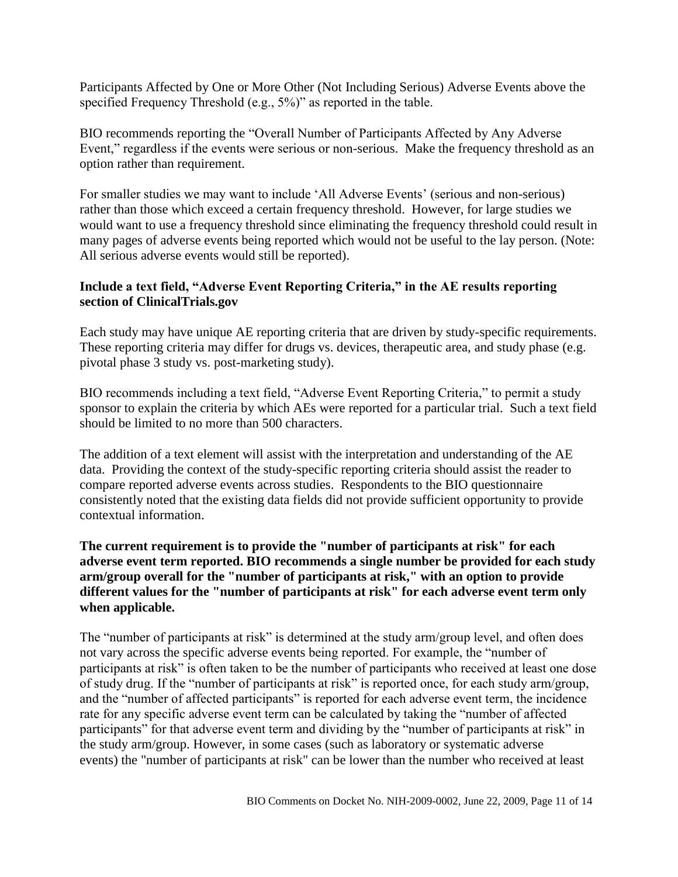Participants Affected by One or More Other (Not Including Serious) Adverse Events above the specified Frequency Threshold (e.g., 5%)" as reported in the table.

BIO recommends reporting the "Overall Number of Participants Affected by Any Adverse Event," regardless if the events were serious or non-serious. Make the frequency threshold as an option rather than requirement.

For smaller studies we may want to include 'All Adverse Events' (serious and non-serious) rather than those which exceed a certain frequency threshold. However, for large studies we would want to use a frequency threshold since eliminating the frequency threshold could result in many pages of adverse events being reported which would not be useful to the lay person. (Note: All serious adverse events would still be reported).

**Include a text field, "Adverse Event Reporting Criteria," in the AE results reporting section of ClinicalTrials.gov**

Each study may have unique AE reporting criteria that are driven by study-specific requirements. These reporting criteria may differ for drugs vs. devices, therapeutic area, and study phase (e.g. pivotal phase 3 study vs. post-marketing study).

BIO recommends including a text field, "Adverse Event Reporting Criteria," to permit a study sponsor to explain the criteria by which AEs were reported for a particular trial. Such a text field should be limited to no more than 500 characters.

The addition of a text element will assist with the interpretation and understanding of the AE data. Providing the context of the study-specific reporting criteria should assist the reader to compare reported adverse events across studies. Respondents to the BIO questionnaire consistently noted that the existing data fields did not provide sufficient opportunity to provide contextual information.

**The current requirement is to provide the "number of participants at risk" for each adverse event term reported. BIO recommends a single number be provided for each study arm/group overall for the "number of participants at risk," with an option to provide different values for the "number of participants at risk" for each adverse event term only when applicable.**

The "number of participants at risk" is determined at the study arm/group level, and often does not vary across the specific adverse events being reported. For example, the "number of participants at risk" is often taken to be the number of participants who received at least one dose of study drug. If the "number of participants at risk" is reported once, for each study arm/group, and the "number of affected participants" is reported for each adverse event term, the incidence rate for any specific adverse event term can be calculated by taking the "number of affected participants" for that adverse event term and dividing by the "number of participants at risk" in the study arm/group. However, in some cases (such as laboratory or systematic adverse events) the "number of participants at risk" can be lower than the number who received at least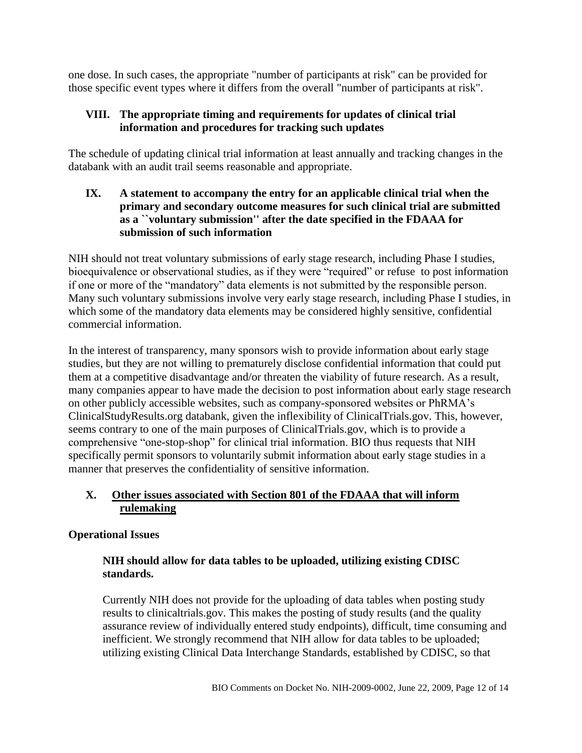one dose. In such cases, the appropriate "number of participants at risk" can be provided for those specific event types where it differs from the overall "number of participants at risk".

## VIII. The appropriate timing and requirements for updates of clinical trial information and procedures for tracking such updates

The schedule of updating clinical trial information at least annually and tracking changes in the databank with an audit trail seems reasonable and appropriate.

## IX. A statement to accompany the entry for an applicable clinical trial when the primary and secondary outcome measures for such clinical trial are submitted as a ``voluntary submission'' after the date specified in the FDAAA for submission of such information

NIH should not treat voluntary submissions of early stage research, including Phase I studies, bioequivalence or observational studies, as if they were "required" or refuse to post information if one or more of the "mandatory" data elements is not submitted by the responsible person. Many such voluntary submissions involve very early stage research, including Phase I studies, in which some of the mandatory data elements may be considered highly sensitive, confidential commercial information.

In the interest of transparency, many sponsors wish to provide information about early stage studies, but they are not willing to prematurely disclose confidential information that could put them at a competitive disadvantage and/or threaten the viability of future research. As a result, many companies appear to have made the decision to post information about early stage research on other publicly accessible websites, such as company-sponsored websites or PhRMA's ClinicalStudyResults.org databank, given the inflexibility of ClinicalTrials.gov. This, however, seems contrary to one of the main purposes of ClinicalTrials.gov, which is to provide a comprehensive "one-stop-shop" for clinical trial information. BIO thus requests that NIH specifically permit sponsors to voluntarily submit information about early stage studies in a manner that preserves the confidentiality of sensitive information.

## X. Other issues associated with Section 801 of the FDAAA that will inform rulemaking

### Operational Issues

#### NIH should allow for data tables to be uploaded, utilizing existing CDISC standards.

Currently NIH does not provide for the uploading of data tables when posting study results to clinicaltrials.gov. This makes the posting of study results (and the quality assurance review of individually entered study endpoints), difficult, time consuming and inefficient. We strongly recommend that NIH allow for data tables to be uploaded; utilizing existing Clinical Data Interchange Standards, established by CDISC, so that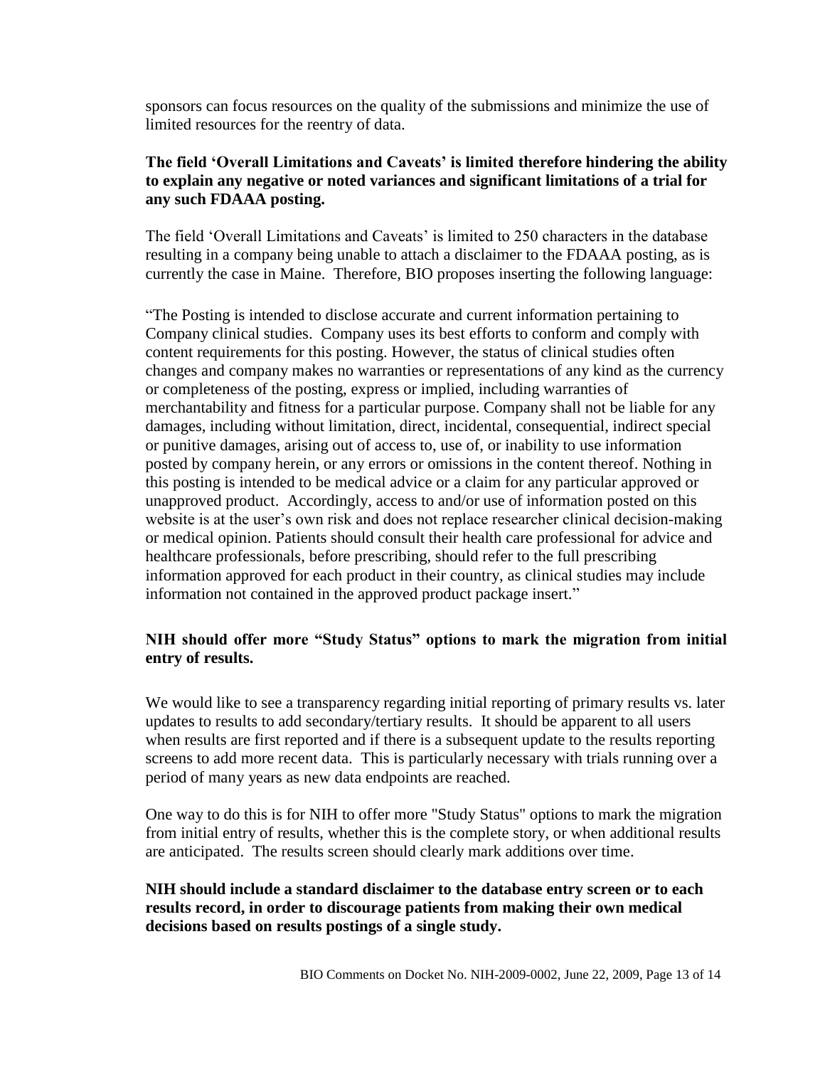sponsors can focus resources on the quality of the submissions and minimize the use of limited resources for the reentry of data.

**The field 'Overall Limitations and Caveats' is limited therefore hindering the ability to explain any negative or noted variances and significant limitations of a trial for any such FDAAA posting.**

The field 'Overall Limitations and Caveats' is limited to 250 characters in the database resulting in a company being unable to attach a disclaimer to the FDAAA posting, as is currently the case in Maine. Therefore, BIO proposes inserting the following language:

"The Posting is intended to disclose accurate and current information pertaining to Company clinical studies. Company uses its best efforts to conform and comply with content requirements for this posting. However, the status of clinical studies often changes and company makes no warranties or representations of any kind as the currency or completeness of the posting, express or implied, including warranties of merchantability and fitness for a particular purpose. Company shall not be liable for any damages, including without limitation, direct, incidental, consequential, indirect special or punitive damages, arising out of access to, use of, or inability to use information posted by company herein, or any errors or omissions in the content thereof. Nothing in this posting is intended to be medical advice or a claim for any particular approved or unapproved product. Accordingly, access to and/or use of information posted on this website is at the user's own risk and does not replace researcher clinical decision-making or medical opinion. Patients should consult their health care professional for advice and healthcare professionals, before prescribing, should refer to the full prescribing information approved for each product in their country, as clinical studies may include information not contained in the approved product package insert."

**NIH should offer more "Study Status" options to mark the migration from initial entry of results.**

We would like to see a transparency regarding initial reporting of primary results vs. later updates to results to add secondary/tertiary results. It should be apparent to all users when results are first reported and if there is a subsequent update to the results reporting screens to add more recent data. This is particularly necessary with trials running over a period of many years as new data endpoints are reached.

One way to do this is for NIH to offer more "Study Status" options to mark the migration from initial entry of results, whether this is the complete story, or when additional results are anticipated. The results screen should clearly mark additions over time.

**NIH should include a standard disclaimer to the database entry screen or to each results record, in order to discourage patients from making their own medical decisions based on results postings of a single study.**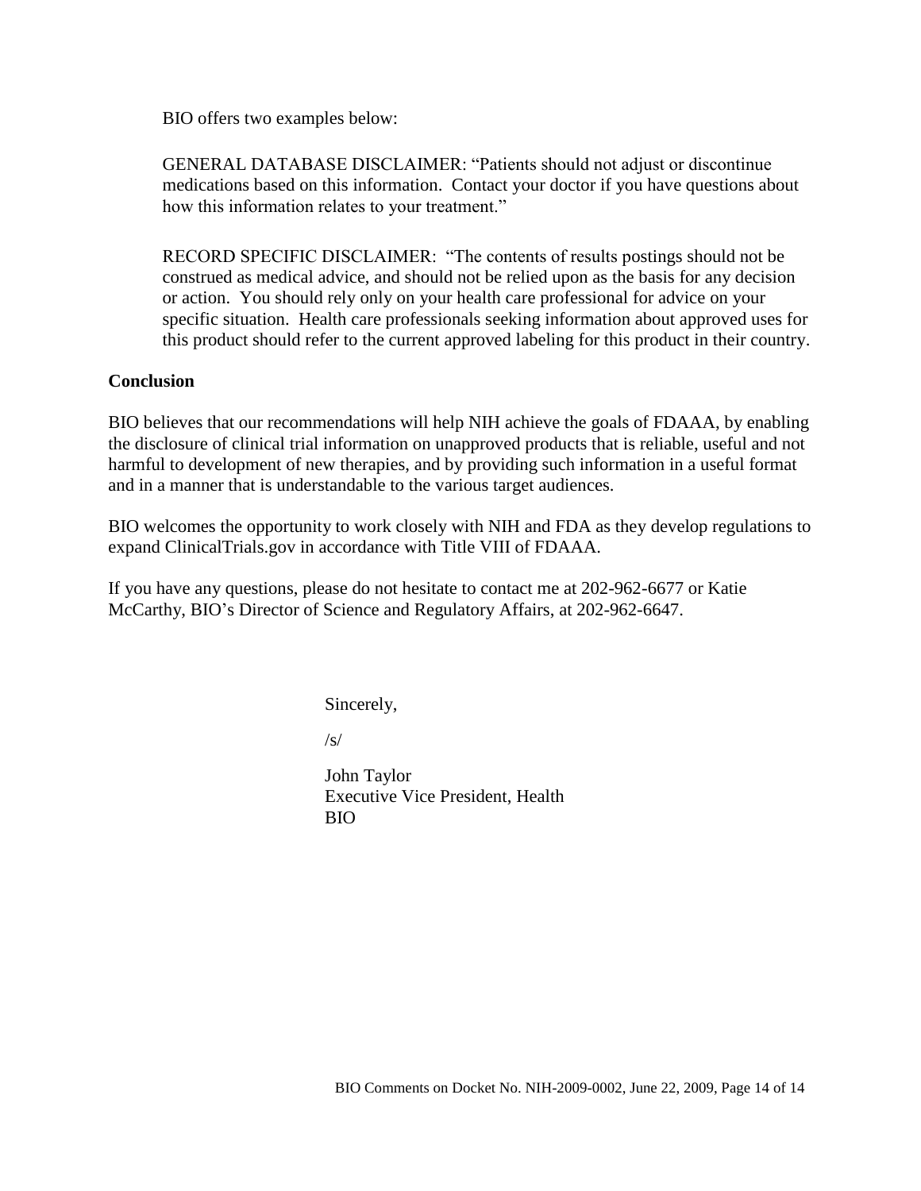BIO offers two examples below:

> GENERAL DATABASE DISCLAIMER: "Patients should not adjust or discontinue medications based on this information. Contact your doctor if you have questions about how this information relates to your treatment."
>
> RECORD SPECIFIC DISCLAIMER: "The contents of results postings should not be construed as medical advice, and should not be relied upon as the basis for any decision or action. You should rely only on your health care professional for advice on your specific situation. Health care professionals seeking information about approved uses for this product should refer to the current approved labeling for this product in their country.

**Conclusion**

BIO believes that our recommendations will help NIH achieve the goals of FDAAA, by enabling the disclosure of clinical trial information on unapproved products that is reliable, useful and not harmful to development of new therapies, and by providing such information in a useful format and in a manner that is understandable to the various target audiences.

BIO welcomes the opportunity to work closely with NIH and FDA as they develop regulations to expand ClinicalTrials.gov in accordance with Title VIII of FDAAA.

If you have any questions, please do not hesitate to contact me at 202-962-6677 or Katie McCarthy, BIO's Director of Science and Regulatory Affairs, at 202-962-6647.

Sincerely,

/s/

John Taylor
Executive Vice President, Health
BIO